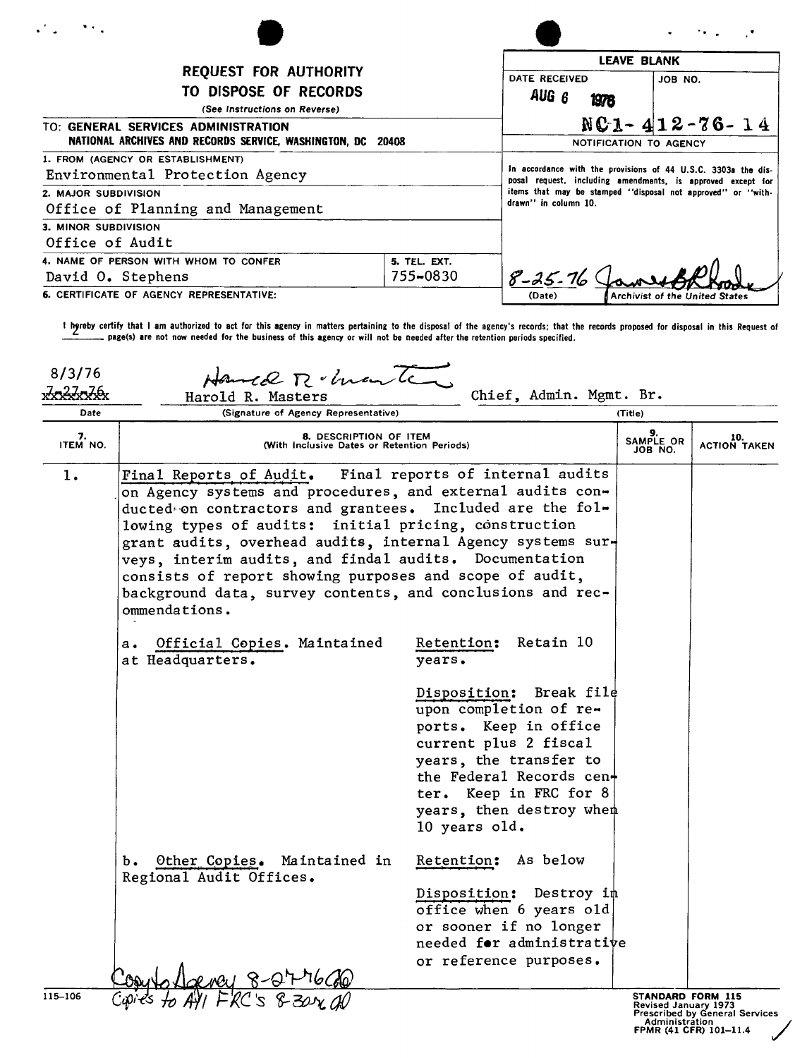# REQUEST FOR AUTHORITY TO DISPOSE OF RECORDS

*(See Instructions on Reverse)*

| LEAVE BLANK | |
|---|---|
| DATE RECEIVED: AUG 6 1976 | JOB NO. NC1-412-76-14 |

**NOTIFICATION TO AGENCY**

In accordance with the provisions of 44 U.S.C. 3303a the disposal request, including amendments, is approved except for items that may be stamped "disposal not approved" or "withdrawn" in column 10.

8-25-76 (Date) — James B. Rhoads, Archivist of the United States

TO: GENERAL SERVICES ADMINISTRATION
NATIONAL ARCHIVES AND RECORDS SERVICE, WASHINGTON, DC 20408

1. FROM (AGENCY OR ESTABLISHMENT): Environmental Protection Agency
2. MAJOR SUBDIVISION: Office of Planning and Management
3. MINOR SUBDIVISION: Office of Audit
4. NAME OF PERSON WITH WHOM TO CONFER: David O. Stephens
5. TEL. EXT.: 755-0830
6. CERTIFICATE OF AGENCY REPRESENTATIVE:

I hereby certify that I am authorized to act for this agency in matters pertaining to the disposal of the agency's records; that the records proposed for disposal in this Request of 2 page(s) are not now needed for the business of this agency or will not be needed after the retention periods specified.

| Date | (Signature of Agency Representative) | (Title) |
|---|---|---|
| 8/3/76 ~~7-27-76~~ | Harold R. Masters | Chief, Admin. Mgmt. Br. |

| 7. ITEM NO. | 8. DESCRIPTION OF ITEM (With Inclusive Dates or Retention Periods) | | 9. SAMPLE OR JOB NO. | 10. ACTION TAKEN |
|---|---|---|---|---|
| 1. | Final Reports of Audit. Final reports of internal audits on Agency systems and procedures, and external audits conducted on contractors and grantees. Included are the following types of audits: initial pricing, construction grant audits, overhead audits, internal Agency systems surveys, interim audits, and findal audits. Documentation consists of report showing purposes and scope of audit, background data, survey contents, and conclusions and recommendations. | | | |
| | a. Official Copies. Maintained at Headquarters. | Retention: Retain 10 years.<br><br>Disposition: Break file upon completion of reports. Keep in office current plus 2 fiscal years, the transfer to the Federal Records center. Keep in FRC for 8 years, then destroy when 10 years old. | | |
| | b. Other Copies. Maintained in Regional Audit Offices. | Retention: As below<br><br>Disposition: Destroy in office when 6 years old or sooner if no longer needed for administrative or reference purposes. | | |

Copy to Agency 8-27-76 
Copies to All FRC's 8-30-76 

115-106

STANDARD FORM 115
Revised January 1973
Prescribed by General Services Administration
FPMR (41 CFR) 101-11.4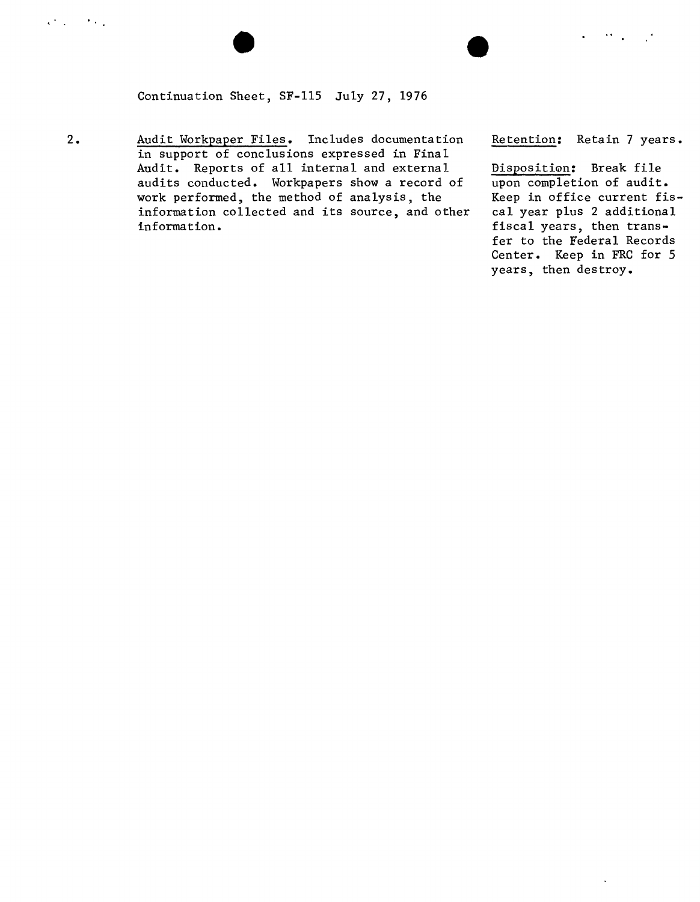Continuation Sheet, SF-115 July 27, 1976

2. Audit Workpaper Files. Includes documentation in support of conclusions expressed in Final Audit. Reports of all internal and external audits conducted. Workpapers show a record of work performed, the method of analysis, the information collected and its source, and other information.

Retention: Retain 7 years.

Disposition: Break file upon completion of audit. Keep in office current fiscal year plus 2 additional fiscal years, then transfer to the Federal Records Center. Keep in FRC for 5 years, then destroy.